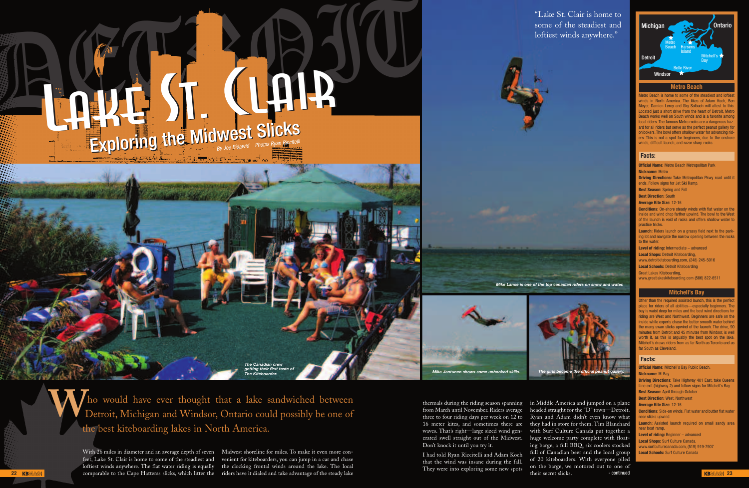# Lake St. Clair

## Exploring the Midwest Slicks

*By Joe Bidawid   Photos Ryan Riccitelli*

*The Canadian crew getting their first taste of The Kiteboarder.*

"Lake St. Clair is home to some of the steadiest and loftiest winds anywhere."

*Mike Lanoe is one of the top canadian riders on snow and water.*

*Mika Jantunen shows some unhooked skills.*

*The girls became the official peanut gallery.*

Who would have ever thought that a lake sandwiched between Detroit, Michigan and Windsor, Ontario could possibly be one of the best kiteboarding lakes in North America.

With 26 miles in diameter and an average depth of seven feet, Lake St. Clair is home to some of the steadiest and loftiest winds anywhere. The flat water riding is equally comparable to the Cape Hatteras slicks, which litter the Midwest shoreline for miles. To make it even more convenient for kiteboarders, you can jump in a car and chase the clocking frontal winds around the lake. The local riders have it dialed and take advantage of the steady lake thermals during the riding season spanning from March until November. Riders average three to four riding days per week on 12 to 16 meter kites, and sometimes there are waves. That's right—large sized wind generated swell straight out of the Midwest. Don't knock it until you try it.

I had told Ryan Riccitelli and Adam Koch that the wind was insane during the fall. They were into exploring some new spots in Middle America and jumped on a plane headed straight for the "D" town—Detroit. Ryan and Adam didn't even know what they had in store for them. Tim Blanchard with Surf Culture Canada put together a huge welcome party complete with floating barge, a full BBQ, six coolers stocked full of Canadian beer and the local group of 20 kiteboarders. With everyone piled on the barge, we motored out to one of their secret slicks. - continued

Michigan · Ontario · Metro Beach · Harsens Island · Detroit · Mitchell's Bay · Belle River · Windsor

### Metro Beach

Metro Beach is home to some of the steadiest and loftiest winds in North America. The likes of Adam Koch, Ben Meyer, Damien Leroy and Sky Solbach will attest to this. Located just a short drive from the heart of Detroit, Metro Beach works well on South winds and is a favorite among local riders. The famous Metro rocks are a dangerous hazard for all riders but serve as the perfect peanut gallery for onlookers. The bowl offers shallow water for advancing riders. This is not a spot for beginners, due to the onshore winds, difficult launch, and razor sharp rocks.

#### Facts:

**Official Name:** Metro Beach Metropolitan Park

**Nickname:** Metro

**Driving Directions:** Take Metropolitan Pkwy road until it ends. Follow signs for Jet Ski Ramp.

**Best Season:** Spring and Fall

**Best Direction:** South

**Average Kite Size:** 12-16

**Conditions:** On-shore steady winds with flat water on the inside and wind chop farther upwind. The bowl to the West of the launch is void of rocks and offers shallow water to practice tricks.

**Launch:** Riders launch on a grassy field next to the parking lot and navigate the narrow opening between the rocks to the water.

**Level of riding:** Intermediate – advanced

**Local Shops:** Detroit Kiteboarding, www.detroitkiteboarding.com, (248) 245-5016

**Local Schools:** Detroit Kiteboarding

Great Lakes Kiteboarding, www.greatlakeskiteboarding.com (586) 822-6511

### Mitchell's Bay

Other than the required assisted launch, this is the perfect place for riders of all abilities—especially beginners. The bay is waist deep for miles and the best wind directions for riding are West and Northwest. Beginners are safe on the inside while experts chase the butter smooth water behind the many swan slicks upwind of the launch. The drive, 90 minutes from Detroit and 45 minutes from Windsor, is well worth it, as this is arguably the best spot on the lake. Mitchell's draws riders from as far North as Toronto and as far South as Cleveland.

#### Facts:

**Official Name:** Mitchell's Bay Public Beach.

**Nickname:** M-Bay

**Driving Directions:** Take Highway 401 East, take Queens Line exit (highway 2) and follow signs for Mitchell's Bay

**Best Season:** April through October

**Best Direction:** West, Northwest

**Average Kite Size:** 12-16

**Conditions:** Side-on winds. Flat water and butter flat water near slicks upwind.

**Launch:** Assisted launch required on small sandy area near boat ramp.

**Level of riding:** Beginner – advanced

**Local Shops:** Surf Culture Canada, www.surfculturecanada.com, (519) 919-7907

**Local Schools:** Surf Culture Canada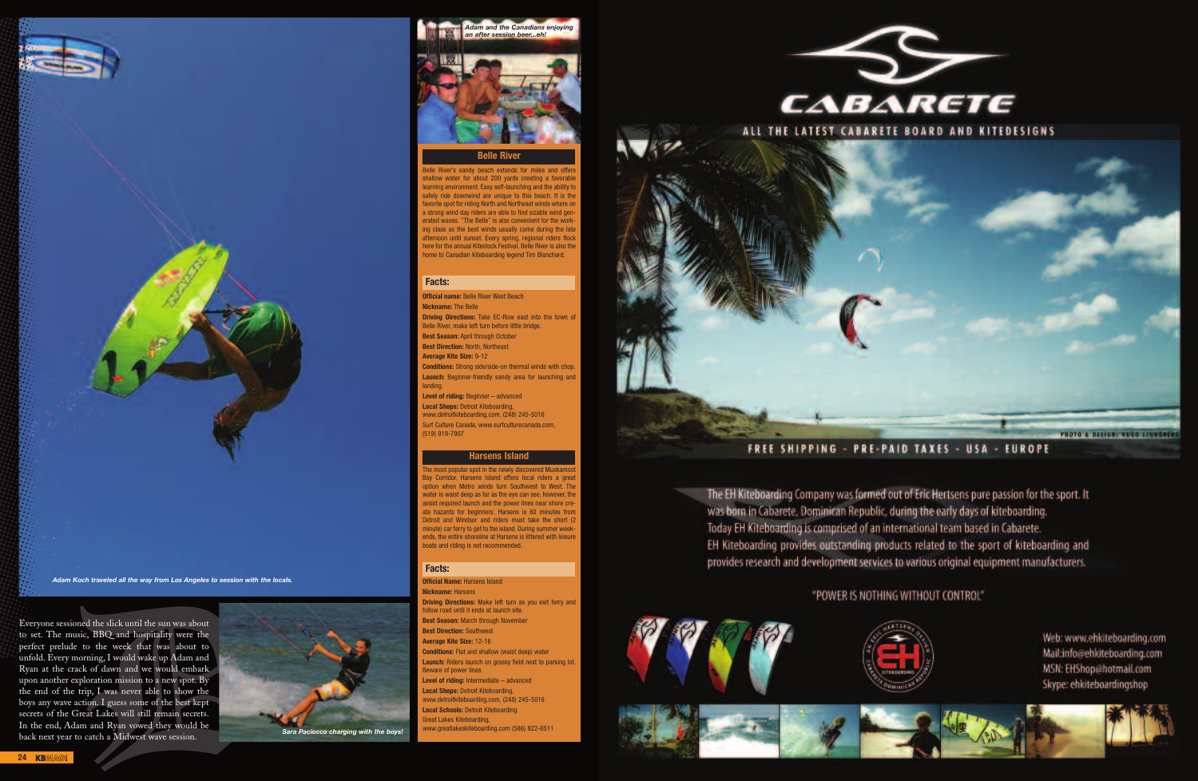*Adam Koch traveled all the way from Los Angeles to session with the locals.*

Everyone sessioned the slick until the sun was about to set. The music, BBQ and hospitality were the perfect prelude to the week that was about to unfold. Every morning, I would wake up Adam and Ryan at the crack of dawn and we would embark upon another exploration mission to a new spot. By the end of the trip, I was never able to show the boys any wave action. I guess some of the best kept secrets of the Great Lakes will still remain secrets. In the end, Adam and Ryan vowed they would be back next year to catch a Midwest wave session.

*Sara Paciocco charging with the boys!*

*Adam and the Canadians enjoying an after session beer...eh!*

## Belle River

Belle River's sandy beach extends for miles and offers shallow water for about 200 yards creating a favorable learning environment. Easy self-launching and the ability to safely ride downwind are unique to this beach. It is the favorite spot for riding North and Northeast winds where on a strong wind day riders are able to find sizable wind generated waves. "The Belle" is also convenient for the working class as the best winds usually come during the late afternoon until sunset. Every spring, regional riders flock here for the annual Kitestock Festival. Belle River is also the home to Canadian Kiteboarding legend Tim Blanchard.

### Facts:

**Official name:** Belle River West Beach
**Nickname:** The Belle
**Driving Directions:** Take EC-Row east into the town of Belle River, make left turn before little bridge.
**Best Season:** April through October
**Best Direction:** North, Northeast
**Average Kite Size:** 9-12
**Conditions:** Strong side/side-on thermal winds with chop.
**Launch:** Beginner-friendly sandy area for launching and landing.
**Level of riding:** Beginner – advanced
**Local Shops:** Detroit Kiteboarding, www.detroitkiteboarding.com, (248) 245-5016
Surf Culture Canada, www.surfculturecanada.com, (519) 919-7907

## Harsens Island

The most popular spot in the newly discovered Muskamoot Bay Corridor, Harsens Island offers local riders a great option when Metro winds turn Southwest to West. The water is waist deep as far as the eye can see, however, the assist required launch and the power lines near shore create hazards for beginners. Harsens is 60 minutes from Detroit and Windsor and riders must take the short (2 minute) car ferry to get to the island. During summer weekends, the entire shoreline at Harsens is littered with leisure boats and riding is not recommended.

### Facts:

**Official Name:** Harsens Island
**Nickname:** Harsens
**Driving Directions:** Make left turn as you exit ferry and follow road until it ends at launch site.
**Best Season:** March through November
**Best Direction:** Southwest
**Average Kite Size:** 12-16
**Conditions:** Flat and shallow (waist deep) water
**Launch:** Riders launch on grassy field next to parking lot. Beware of power lines.
**Level of riding:** Intermediate – advanced
**Local Shops:** Detroit Kiteboarding, www.detroitkiteboarding.com, (248) 245-5016
**Local Schools:** Detroit Kiteboarding
Great Lakes Kiteboarding, www.greatlakeskiteboarding.com (586) 822-6511

# CABARETE

ALL THE LATEST CABARETE BOARD AND KITEDESIGNS

PHOTO & DESIGN: HUGO LJUNGBERG

FREE SHIPPING - PRE-PAID TAXES - USA - EUROPE

The EH Kiteboarding Company was formed out of Eric Hertsens pure passion for the sport. It was born in Cabarete, Dominican Republic, during the early days of kiteboarding.
Today EH Kiteboarding is comprised of an international team based in Cabarete.
EH Kiteboarding provides outstanding products related to the sport of kiteboarding and provides research and development services to various original equipment manufacturers.

"POWER IS NOTHING WITHOUT CONTROL"

Web: www.ehkiteboarding.com
Mail:info@ehkiteboarding.com
MSN: EHShop@hotmail.com
Skype: ehkiteboardingshop